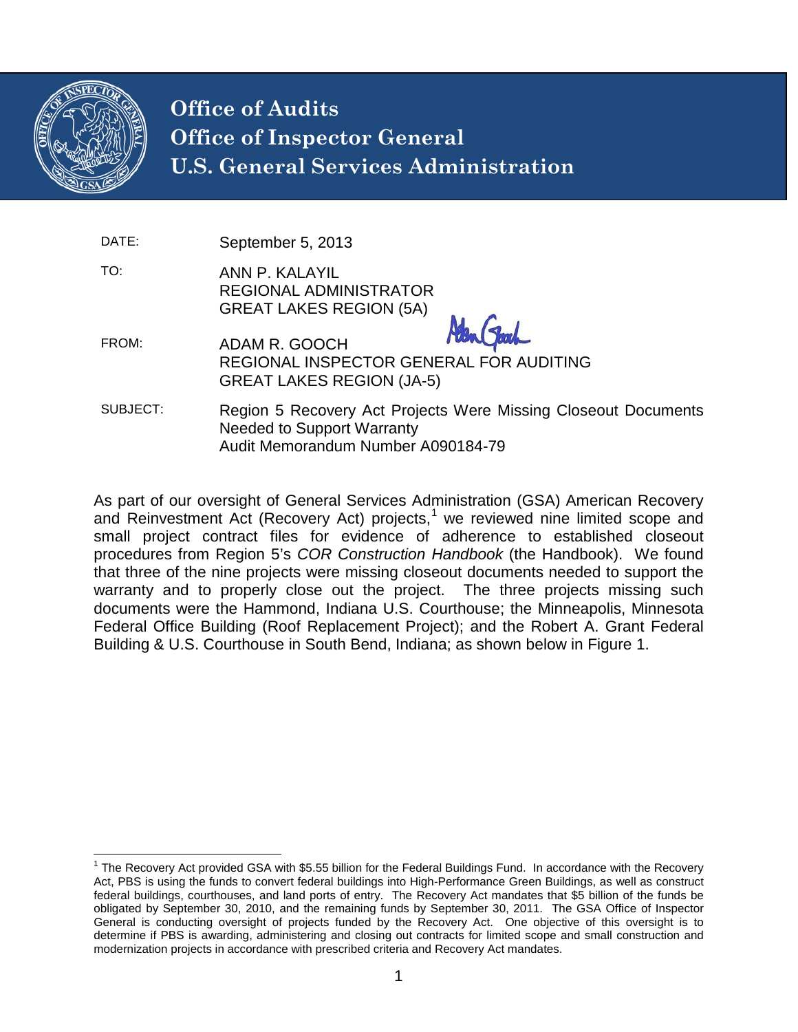# Office of Audits
# Office of Inspector General
# U.S. General Services Administration

| | |
|---|---|
| DATE: | September 5, 2013 |
| TO: | ANN P. KALAYIL<br>REGIONAL ADMINISTRATOR<br>GREAT LAKES REGION (5A) |
| FROM: | ADAM R. GOOCH<br>REGIONAL INSPECTOR GENERAL FOR AUDITING<br>GREAT LAKES REGION (JA-5) |
| SUBJECT: | Region 5 Recovery Act Projects Were Missing Closeout Documents Needed to Support Warranty<br>Audit Memorandum Number A090184-79 |

As part of our oversight of General Services Administration (GSA) American Recovery and Reinvestment Act (Recovery Act) projects,[1] we reviewed nine limited scope and small project contract files for evidence of adherence to established closeout procedures from Region 5's *COR Construction Handbook* (the Handbook). We found that three of the nine projects were missing closeout documents needed to support the warranty and to properly close out the project. The three projects missing such documents were the Hammond, Indiana U.S. Courthouse; the Minneapolis, Minnesota Federal Office Building (Roof Replacement Project); and the Robert A. Grant Federal Building & U.S. Courthouse in South Bend, Indiana; as shown below in Figure 1.

[1] The Recovery Act provided GSA with $5.55 billion for the Federal Buildings Fund. In accordance with the Recovery Act, PBS is using the funds to convert federal buildings into High-Performance Green Buildings, as well as construct federal buildings, courthouses, and land ports of entry. The Recovery Act mandates that $5 billion of the funds be obligated by September 30, 2010, and the remaining funds by September 30, 2011. The GSA Office of Inspector General is conducting oversight of projects funded by the Recovery Act. One objective of this oversight is to determine if PBS is awarding, administering and closing out contracts for limited scope and small construction and modernization projects in accordance with prescribed criteria and Recovery Act mandates.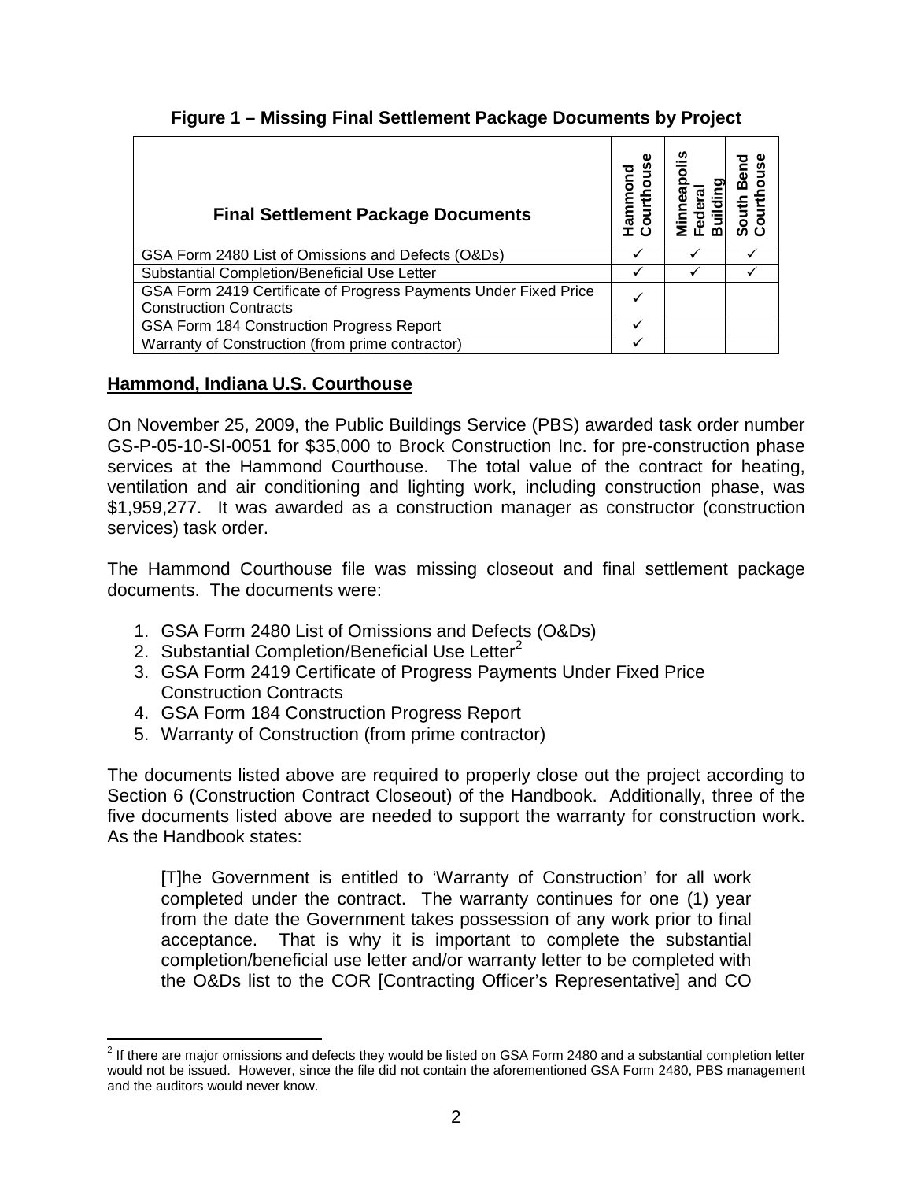**Figure 1 – Missing Final Settlement Package Documents by Project**

| Final Settlement Package Documents | Hammond Courthouse | Minneapolis Federal Building | South Bend Courthouse |
|---|---|---|---|
| GSA Form 2480 List of Omissions and Defects (O&Ds) | ✓ | ✓ | ✓ |
| Substantial Completion/Beneficial Use Letter | ✓ | ✓ | ✓ |
| GSA Form 2419 Certificate of Progress Payments Under Fixed Price Construction Contracts | ✓ | | |
| GSA Form 184 Construction Progress Report | ✓ | | |
| Warranty of Construction (from prime contractor) | ✓ | | |

**Hammond, Indiana U.S. Courthouse**

On November 25, 2009, the Public Buildings Service (PBS) awarded task order number GS-P-05-10-SI-0051 for $35,000 to Brock Construction Inc. for pre-construction phase services at the Hammond Courthouse. The total value of the contract for heating, ventilation and air conditioning and lighting work, including construction phase, was $1,959,277. It was awarded as a construction manager as constructor (construction services) task order.

The Hammond Courthouse file was missing closeout and final settlement package documents. The documents were:

1. GSA Form 2480 List of Omissions and Defects (O&Ds)
2. Substantial Completion/Beneficial Use Letter[2]
3. GSA Form 2419 Certificate of Progress Payments Under Fixed Price Construction Contracts
4. GSA Form 184 Construction Progress Report
5. Warranty of Construction (from prime contractor)

The documents listed above are required to properly close out the project according to Section 6 (Construction Contract Closeout) of the Handbook. Additionally, three of the five documents listed above are needed to support the warranty for construction work. As the Handbook states:

> [T]he Government is entitled to 'Warranty of Construction' for all work completed under the contract. The warranty continues for one (1) year from the date the Government takes possession of any work prior to final acceptance. That is why it is important to complete the substantial completion/beneficial use letter and/or warranty letter to be completed with the O&Ds list to the COR [Contracting Officer's Representative] and CO

[2] If there are major omissions and defects they would be listed on GSA Form 2480 and a substantial completion letter would not be issued. However, since the file did not contain the aforementioned GSA Form 2480, PBS management and the auditors would never know.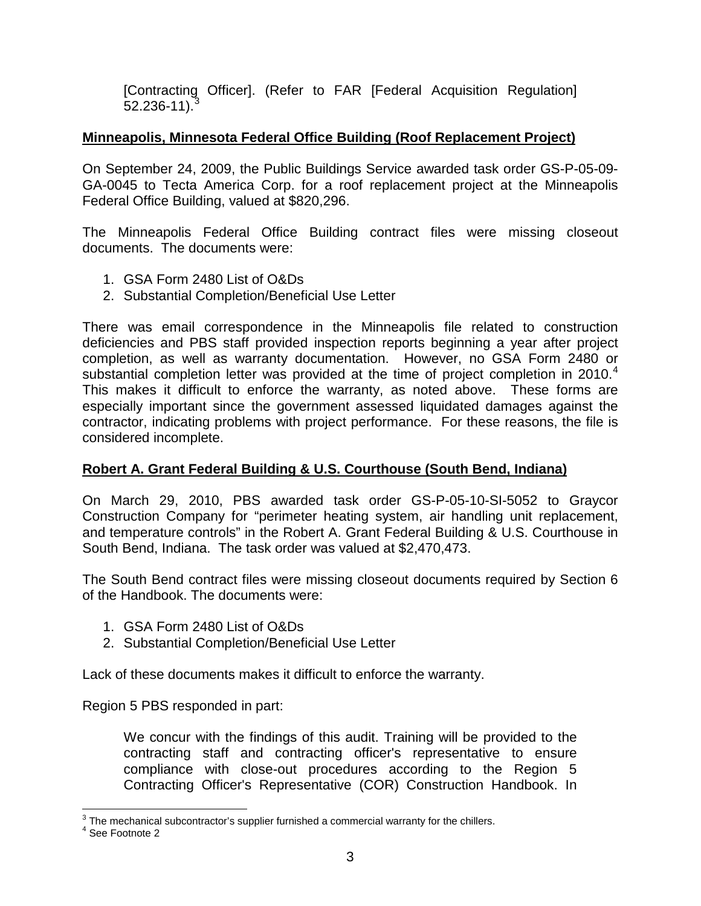> [Contracting Officer]. (Refer to FAR [Federal Acquisition Regulation] 52.236-11).[3]

**Minneapolis, Minnesota Federal Office Building (Roof Replacement Project)**

On September 24, 2009, the Public Buildings Service awarded task order GS-P-05-09-GA-0045 to Tecta America Corp. for a roof replacement project at the Minneapolis Federal Office Building, valued at $820,296.

The Minneapolis Federal Office Building contract files were missing closeout documents. The documents were:

1. GSA Form 2480 List of O&Ds
2. Substantial Completion/Beneficial Use Letter

There was email correspondence in the Minneapolis file related to construction deficiencies and PBS staff provided inspection reports beginning a year after project completion, as well as warranty documentation. However, no GSA Form 2480 or substantial completion letter was provided at the time of project completion in 2010.[4] This makes it difficult to enforce the warranty, as noted above. These forms are especially important since the government assessed liquidated damages against the contractor, indicating problems with project performance. For these reasons, the file is considered incomplete.

**Robert A. Grant Federal Building & U.S. Courthouse (South Bend, Indiana)**

On March 29, 2010, PBS awarded task order GS-P-05-10-SI-5052 to Graycor Construction Company for "perimeter heating system, air handling unit replacement, and temperature controls" in the Robert A. Grant Federal Building & U.S. Courthouse in South Bend, Indiana. The task order was valued at $2,470,473.

The South Bend contract files were missing closeout documents required by Section 6 of the Handbook. The documents were:

1. GSA Form 2480 List of O&Ds
2. Substantial Completion/Beneficial Use Letter

Lack of these documents makes it difficult to enforce the warranty.

Region 5 PBS responded in part:

> We concur with the findings of this audit. Training will be provided to the contracting staff and contracting officer's representative to ensure compliance with close-out procedures according to the Region 5 Contracting Officer's Representative (COR) Construction Handbook. In

[3] The mechanical subcontractor's supplier furnished a commercial warranty for the chillers.

[4] See Footnote 2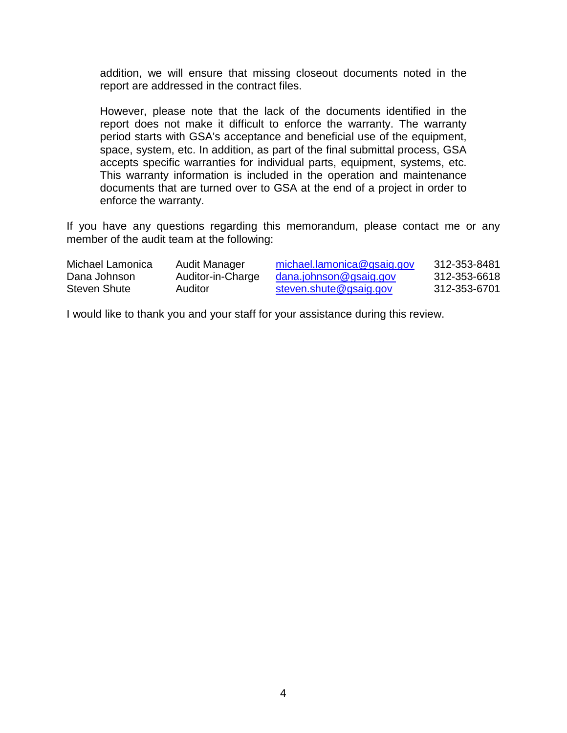addition, we will ensure that missing closeout documents noted in the report are addressed in the contract files.

However, please note that the lack of the documents identified in the report does not make it difficult to enforce the warranty. The warranty period starts with GSA's acceptance and beneficial use of the equipment, space, system, etc. In addition, as part of the final submittal process, GSA accepts specific warranties for individual parts, equipment, systems, etc. This warranty information is included in the operation and maintenance documents that are turned over to GSA at the end of a project in order to enforce the warranty.

If you have any questions regarding this memorandum, please contact me or any member of the audit team at the following:

| | | | |
|---|---|---|---|
| Michael Lamonica | Audit Manager | michael.lamonica@gsaig.gov | 312-353-8481 |
| Dana Johnson | Auditor-in-Charge | dana.johnson@gsaig.gov | 312-353-6618 |
| Steven Shute | Auditor | steven.shute@gsaig.gov | 312-353-6701 |

I would like to thank you and your staff for your assistance during this review.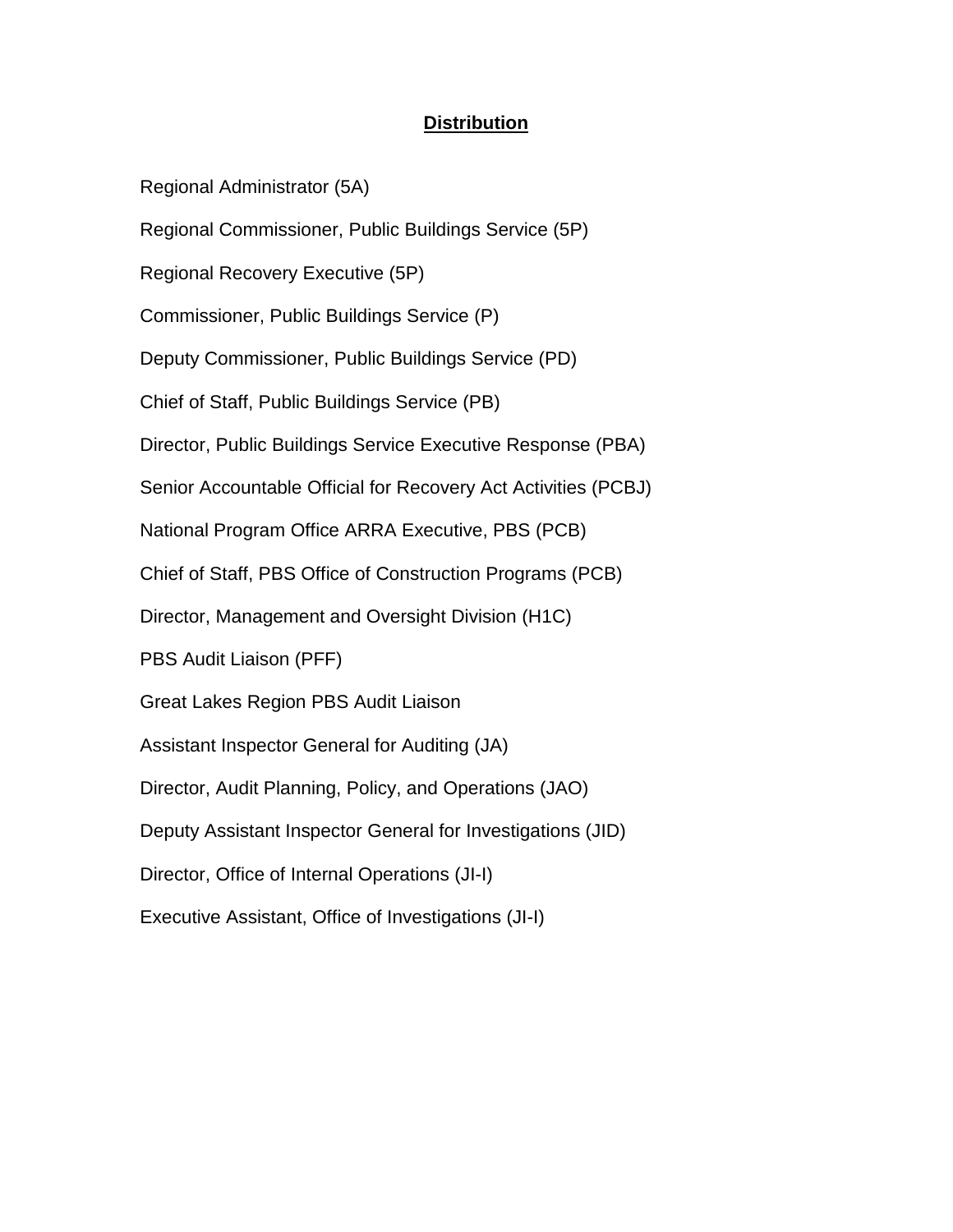## Distribution

Regional Administrator (5A)

Regional Commissioner, Public Buildings Service (5P)

Regional Recovery Executive (5P)

Commissioner, Public Buildings Service (P)

Deputy Commissioner, Public Buildings Service (PD)

Chief of Staff, Public Buildings Service (PB)

Director, Public Buildings Service Executive Response (PBA)

Senior Accountable Official for Recovery Act Activities (PCBJ)

National Program Office ARRA Executive, PBS (PCB)

Chief of Staff, PBS Office of Construction Programs (PCB)

Director, Management and Oversight Division (H1C)

PBS Audit Liaison (PFF)

Great Lakes Region PBS Audit Liaison

Assistant Inspector General for Auditing (JA)

Director, Audit Planning, Policy, and Operations (JAO)

Deputy Assistant Inspector General for Investigations (JID)

Director, Office of Internal Operations (JI-I)

Executive Assistant, Office of Investigations (JI-I)